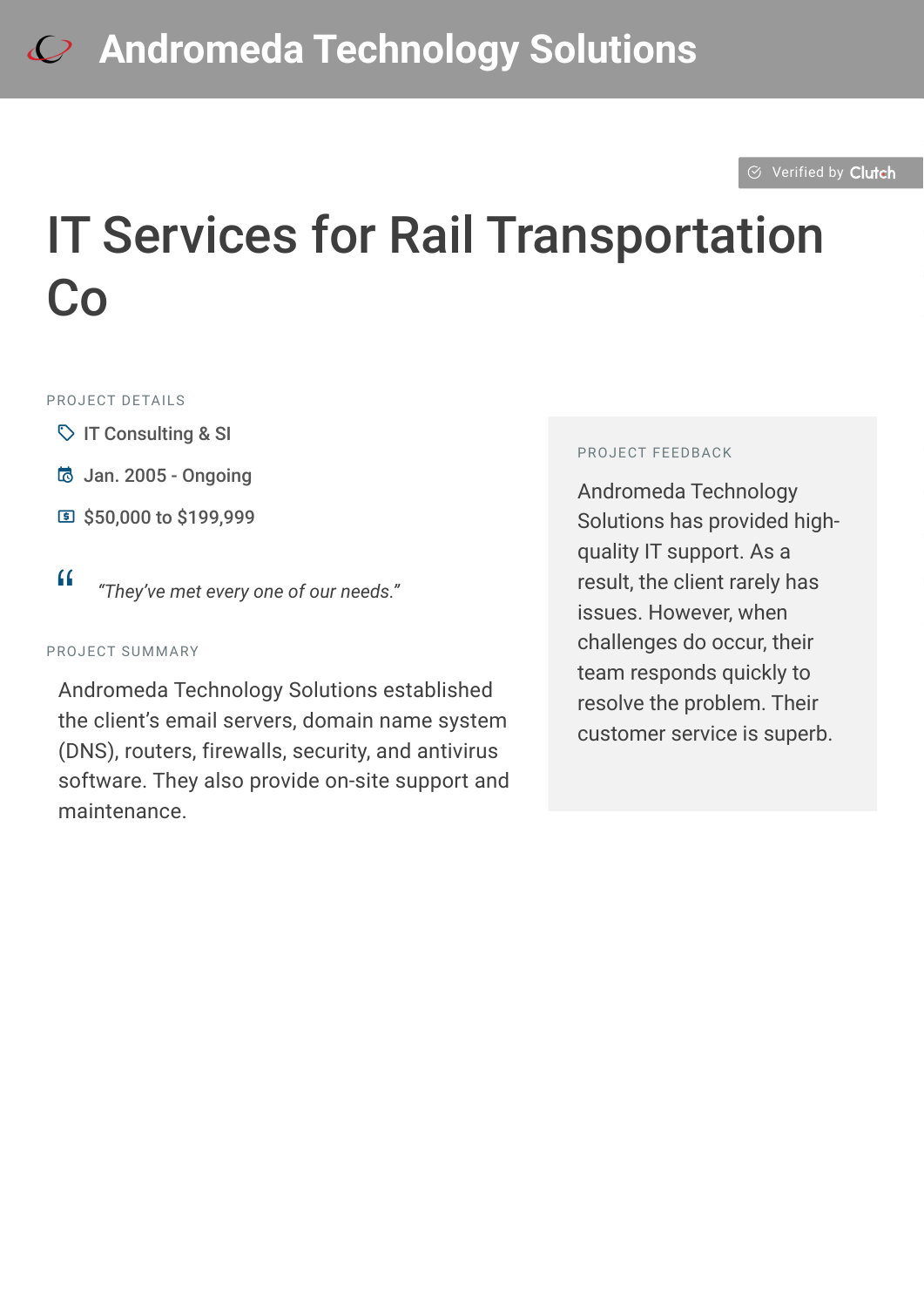# Andromeda Technology Solutions

Verified by Clutch

## IT Services for Rail Transportation Co

### PROJECT DETAILS

- IT Consulting & SI
- Jan. 2005 - Ongoing
- $50,000 to $199,999

> *"They've met every one of our needs."*

### PROJECT SUMMARY

Andromeda Technology Solutions established the client's email servers, domain name system (DNS), routers, firewalls, security, and antivirus software. They also provide on-site support and maintenance.

### PROJECT FEEDBACK

Andromeda Technology Solutions has provided high-quality IT support. As a result, the client rarely has issues. However, when challenges do occur, their team responds quickly to resolve the problem. Their customer service is superb.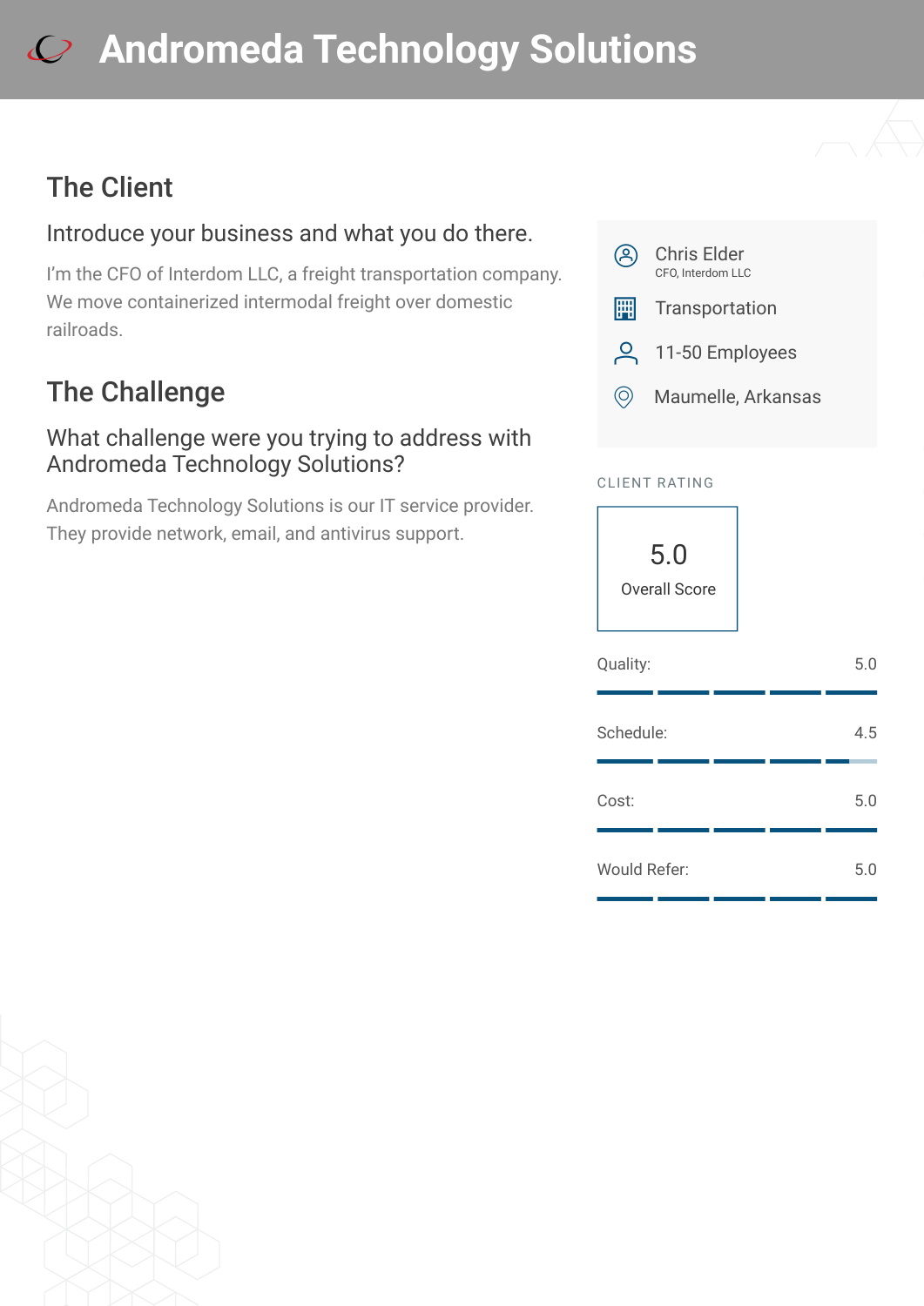# Andromeda Technology Solutions

## The Client

### Introduce your business and what you do there.

I'm the CFO of Interdom LLC, a freight transportation company. We move containerized intermodal freight over domestic railroads.

## The Challenge

### What challenge were you trying to address with Andromeda Technology Solutions?

Andromeda Technology Solutions is our IT service provider. They provide network, email, and antivirus support.

---

Chris Elder
CFO, Interdom LLC

Transportation

11-50 Employees

Maumelle, Arkansas

CLIENT RATING

**5.0**
Overall Score

| Category | Score |
|---|---|
| Quality: | 5.0 |
| Schedule: | 4.5 |
| Cost: | 5.0 |
| Would Refer: | 5.0 |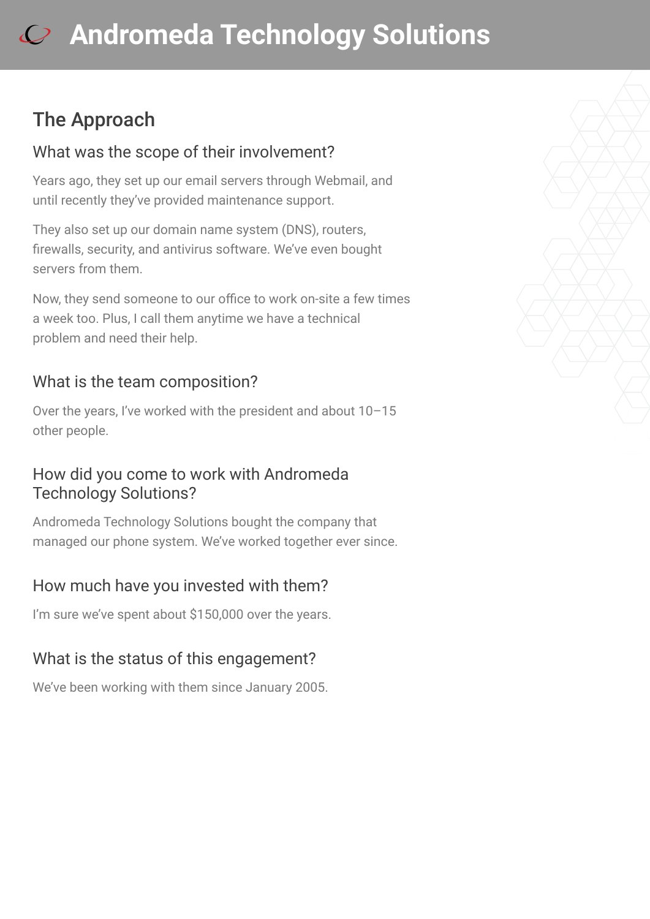## The Approach

### What was the scope of their involvement?

Years ago, they set up our email servers through Webmail, and until recently they've provided maintenance support.

They also set up our domain name system (DNS), routers, firewalls, security, and antivirus software. We've even bought servers from them.

Now, they send someone to our office to work on-site a few times a week too. Plus, I call them anytime we have a technical problem and need their help.

### What is the team composition?

Over the years, I've worked with the president and about 10–15 other people.

### How did you come to work with Andromeda Technology Solutions?

Andromeda Technology Solutions bought the company that managed our phone system. We've worked together ever since.

### How much have you invested with them?

I'm sure we've spent about $150,000 over the years.

### What is the status of this engagement?

We've been working with them since January 2005.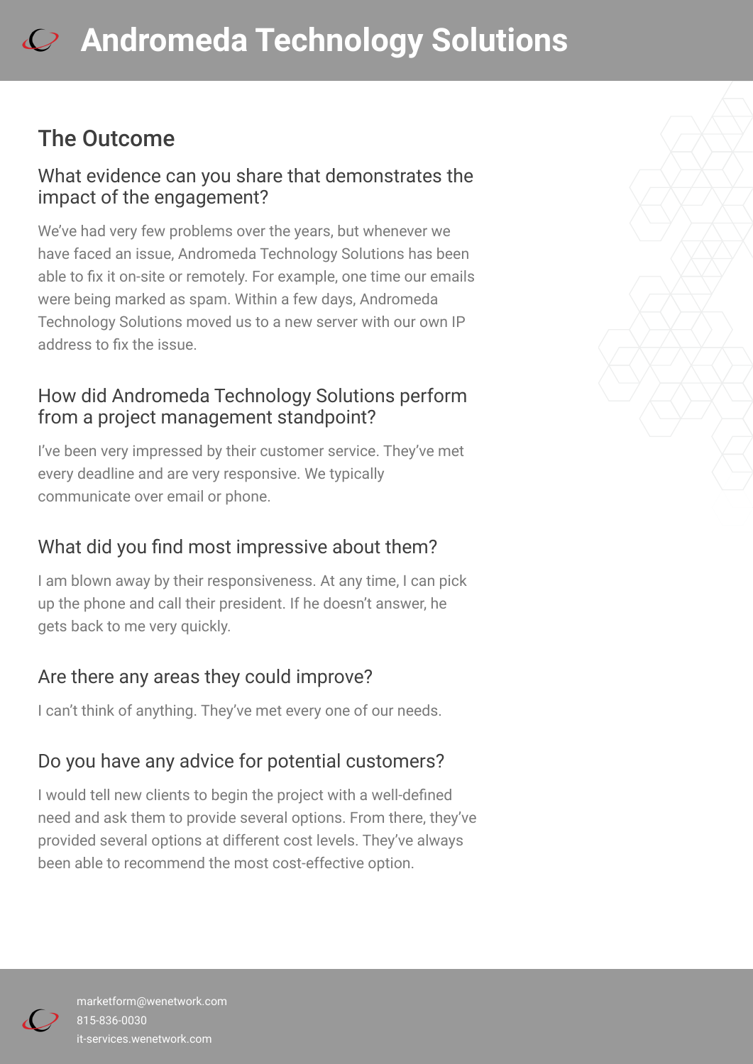## The Outcome

### What evidence can you share that demonstrates the impact of the engagement?

We've had very few problems over the years, but whenever we have faced an issue, Andromeda Technology Solutions has been able to fix it on-site or remotely. For example, one time our emails were being marked as spam. Within a few days, Andromeda Technology Solutions moved us to a new server with our own IP address to fix the issue.

### How did Andromeda Technology Solutions perform from a project management standpoint?

I've been very impressed by their customer service. They've met every deadline and are very responsive. We typically communicate over email or phone.

### What did you find most impressive about them?

I am blown away by their responsiveness. At any time, I can pick up the phone and call their president. If he doesn't answer, he gets back to me very quickly.

### Are there any areas they could improve?

I can't think of anything. They've met every one of our needs.

### Do you have any advice for potential customers?

I would tell new clients to begin the project with a well-defined need and ask them to provide several options. From there, they've provided several options at different cost levels. They've always been able to recommend the most cost-effective option.